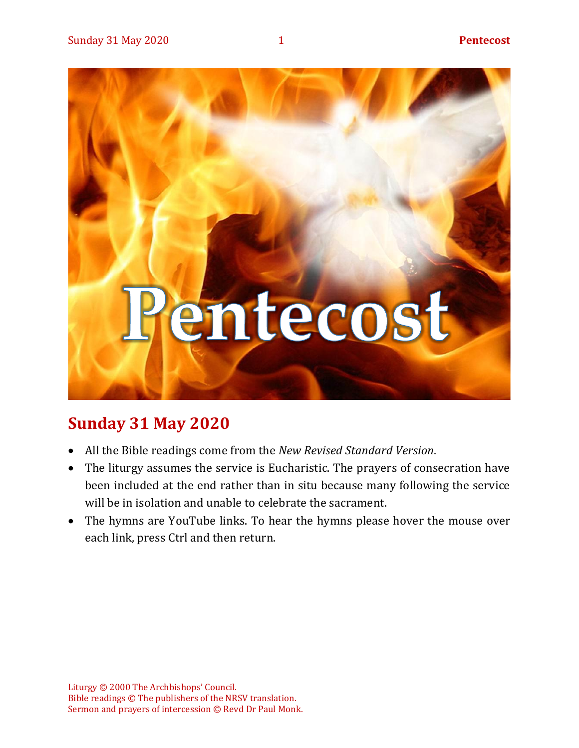# Pentecost

## Sunday 31 May 2020

- All the Bible readings come from the *New Revised Standard Version*.
- The liturgy assumes the service is Eucharistic. The prayers of consecration have been included at the end rather than in situ because many following the service will be in isolation and unable to celebrate the sacrament.
- The hymns are YouTube links. To hear the hymns please hover the mouse over each link, press Ctrl and then return.

Liturgy © 2000 The Archbishops' Council.
Bible readings © The publishers of the NRSV translation.
Sermon and prayers of intercession © Revd Dr Paul Monk.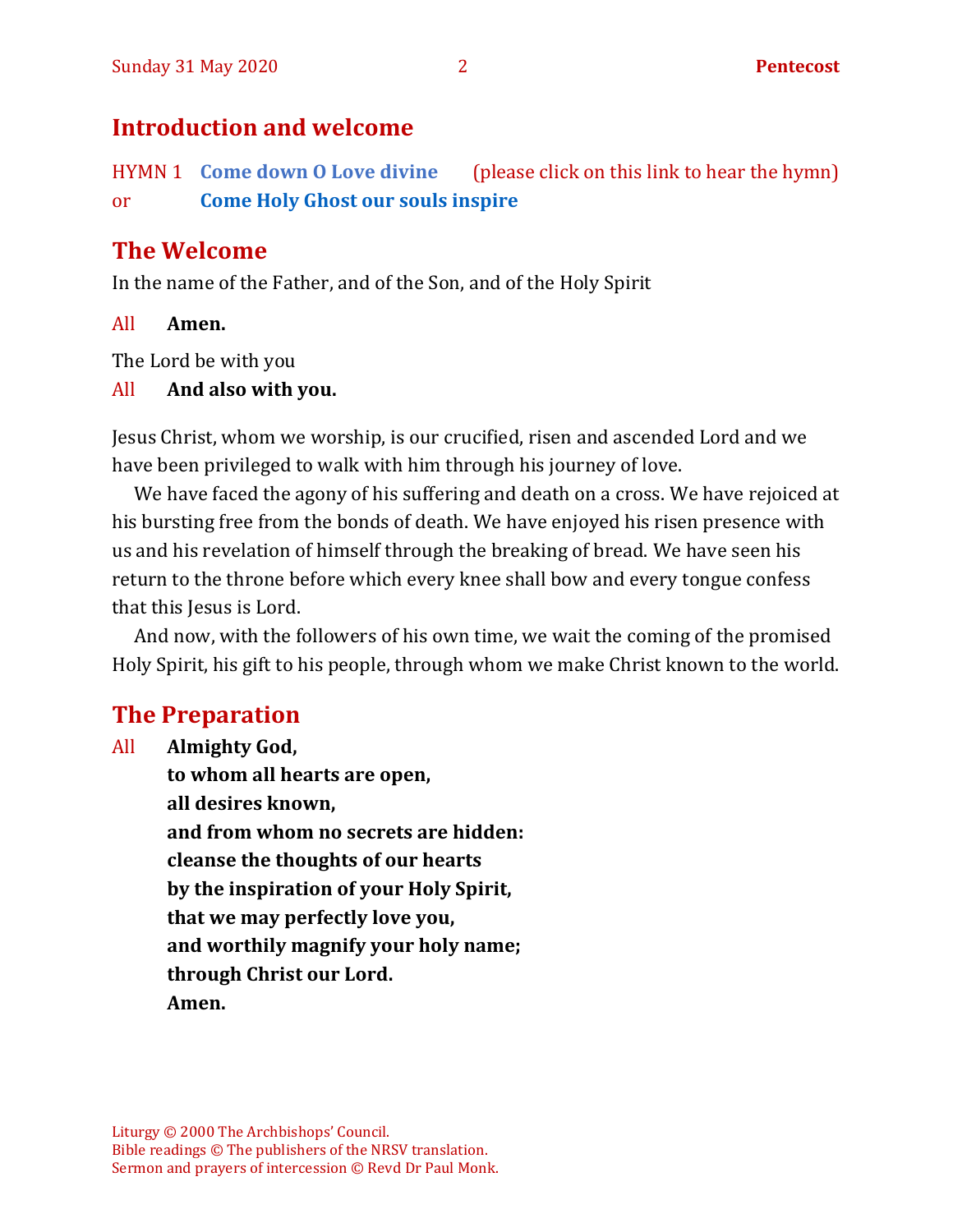## Introduction and welcome

HYMN 1 **Come down O Love divine** (please click on this link to hear the hymn)
or **Come Holy Ghost our souls inspire**

## The Welcome

In the name of the Father, and of the Son, and of the Holy Spirit

All **Amen.**

The Lord be with you

All **And also with you.**

Jesus Christ, whom we worship, is our crucified, risen and ascended Lord and we have been privileged to walk with him through his journey of love.

We have faced the agony of his suffering and death on a cross. We have rejoiced at his bursting free from the bonds of death. We have enjoyed his risen presence with us and his revelation of himself through the breaking of bread. We have seen his return to the throne before which every knee shall bow and every tongue confess that this Jesus is Lord.

And now, with the followers of his own time, we wait the coming of the promised Holy Spirit, his gift to his people, through whom we make Christ known to the world.

## The Preparation

All **Almighty God,**
**to whom all hearts are open,**
**all desires known,**
**and from whom no secrets are hidden:**
**cleanse the thoughts of our hearts**
**by the inspiration of your Holy Spirit,**
**that we may perfectly love you,**
**and worthily magnify your holy name;**
**through Christ our Lord.**
**Amen.**

Liturgy © 2000 The Archbishops' Council.
Bible readings © The publishers of the NRSV translation.
Sermon and prayers of intercession © Revd Dr Paul Monk.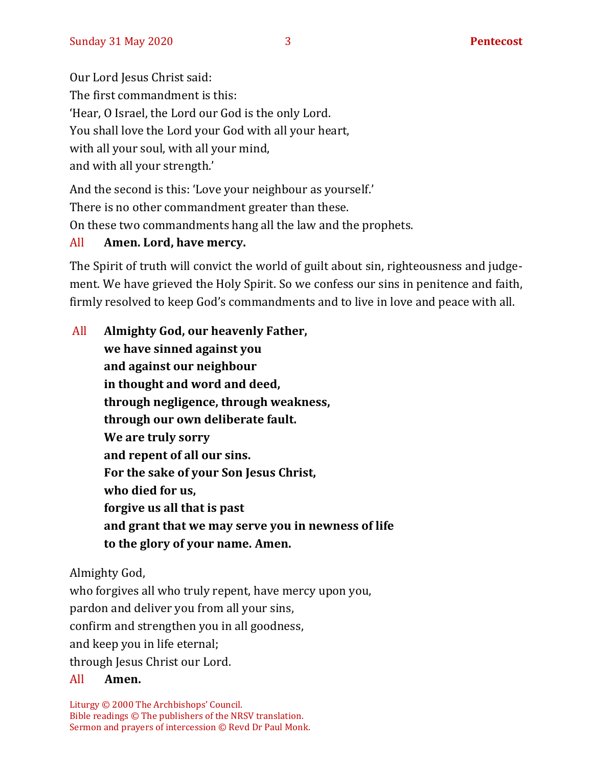Our Lord Jesus Christ said:
The first commandment is this:
'Hear, O Israel, the Lord our God is the only Lord.
You shall love the Lord your God with all your heart,
with all your soul, with all your mind,
and with all your strength.'

And the second is this: 'Love your neighbour as yourself.'
There is no other commandment greater than these.
On these two commandments hang all the law and the prophets.

All **Amen. Lord, have mercy.**

The Spirit of truth will convict the world of guilt about sin, righteousness and judgement. We have grieved the Holy Spirit. So we confess our sins in penitence and faith, firmly resolved to keep God's commandments and to live in love and peace with all.

All **Almighty God, our heavenly Father,**
**we have sinned against you**
**and against our neighbour**
**in thought and word and deed,**
**through negligence, through weakness,**
**through our own deliberate fault.**
**We are truly sorry**
**and repent of all our sins.**
**For the sake of your Son Jesus Christ,**
**who died for us,**
**forgive us all that is past**
**and grant that we may serve you in newness of life**
**to the glory of your name. Amen.**

Almighty God,
who forgives all who truly repent, have mercy upon you,
pardon and deliver you from all your sins,
confirm and strengthen you in all goodness,
and keep you in life eternal;
through Jesus Christ our Lord.

All **Amen.**

Liturgy © 2000 The Archbishops' Council.
Bible readings © The publishers of the NRSV translation.
Sermon and prayers of intercession © Revd Dr Paul Monk.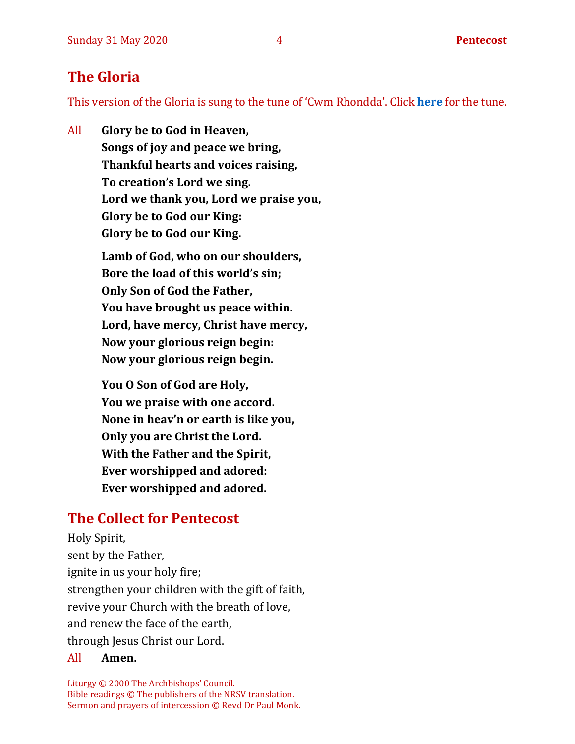## The Gloria

This version of the Gloria is sung to the tune of 'Cwm Rhondda'. Click **here** for the tune.

All **Glory be to God in Heaven,**
**Songs of joy and peace we bring,**
**Thankful hearts and voices raising,**
**To creation's Lord we sing.**
**Lord we thank you, Lord we praise you,**
**Glory be to God our King:**
**Glory be to God our King.**

**Lamb of God, who on our shoulders,**
**Bore the load of this world's sin;**
**Only Son of God the Father,**
**You have brought us peace within.**
**Lord, have mercy, Christ have mercy,**
**Now your glorious reign begin:**
**Now your glorious reign begin.**

**You O Son of God are Holy,**
**You we praise with one accord.**
**None in heav'n or earth is like you,**
**Only you are Christ the Lord.**
**With the Father and the Spirit,**
**Ever worshipped and adored:**
**Ever worshipped and adored.**

## The Collect for Pentecost

Holy Spirit,
sent by the Father,
ignite in us your holy fire;
strengthen your children with the gift of faith,
revive your Church with the breath of love,
and renew the face of the earth,
through Jesus Christ our Lord.

All **Amen.**

Liturgy © 2000 The Archbishops' Council.
Bible readings © The publishers of the NRSV translation.
Sermon and prayers of intercession © Revd Dr Paul Monk.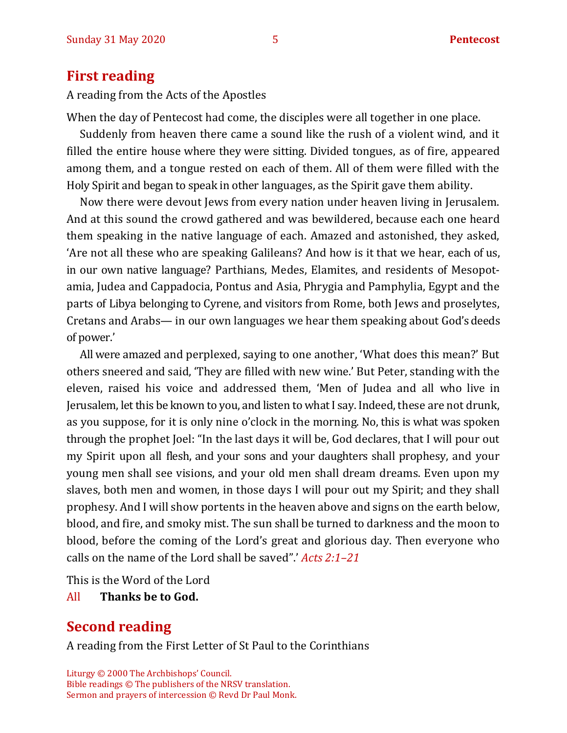## First reading

A reading from the Acts of the Apostles

When the day of Pentecost had come, the disciples were all together in one place.

Suddenly from heaven there came a sound like the rush of a violent wind, and it filled the entire house where they were sitting. Divided tongues, as of fire, appeared among them, and a tongue rested on each of them. All of them were filled with the Holy Spirit and began to speak in other languages, as the Spirit gave them ability.

Now there were devout Jews from every nation under heaven living in Jerusalem. And at this sound the crowd gathered and was bewildered, because each one heard them speaking in the native language of each. Amazed and astonished, they asked, 'Are not all these who are speaking Galileans? And how is it that we hear, each of us, in our own native language? Parthians, Medes, Elamites, and residents of Mesopotamia, Judea and Cappadocia, Pontus and Asia, Phrygia and Pamphylia, Egypt and the parts of Libya belonging to Cyrene, and visitors from Rome, both Jews and proselytes, Cretans and Arabs— in our own languages we hear them speaking about God's deeds of power.'

All were amazed and perplexed, saying to one another, 'What does this mean?' But others sneered and said, 'They are filled with new wine.' But Peter, standing with the eleven, raised his voice and addressed them, 'Men of Judea and all who live in Jerusalem, let this be known to you, and listen to what I say. Indeed, these are not drunk, as you suppose, for it is only nine o'clock in the morning. No, this is what was spoken through the prophet Joel: "In the last days it will be, God declares, that I will pour out my Spirit upon all flesh, and your sons and your daughters shall prophesy, and your young men shall see visions, and your old men shall dream dreams. Even upon my slaves, both men and women, in those days I will pour out my Spirit; and they shall prophesy. And I will show portents in the heaven above and signs on the earth below, blood, and fire, and smoky mist. The sun shall be turned to darkness and the moon to blood, before the coming of the Lord's great and glorious day. Then everyone who calls on the name of the Lord shall be saved".' *Acts 2:1–21*

This is the Word of the Lord
All **Thanks be to God.**

## Second reading

A reading from the First Letter of St Paul to the Corinthians

Liturgy © 2000 The Archbishops' Council.
Bible readings © The publishers of the NRSV translation.
Sermon and prayers of intercession © Revd Dr Paul Monk.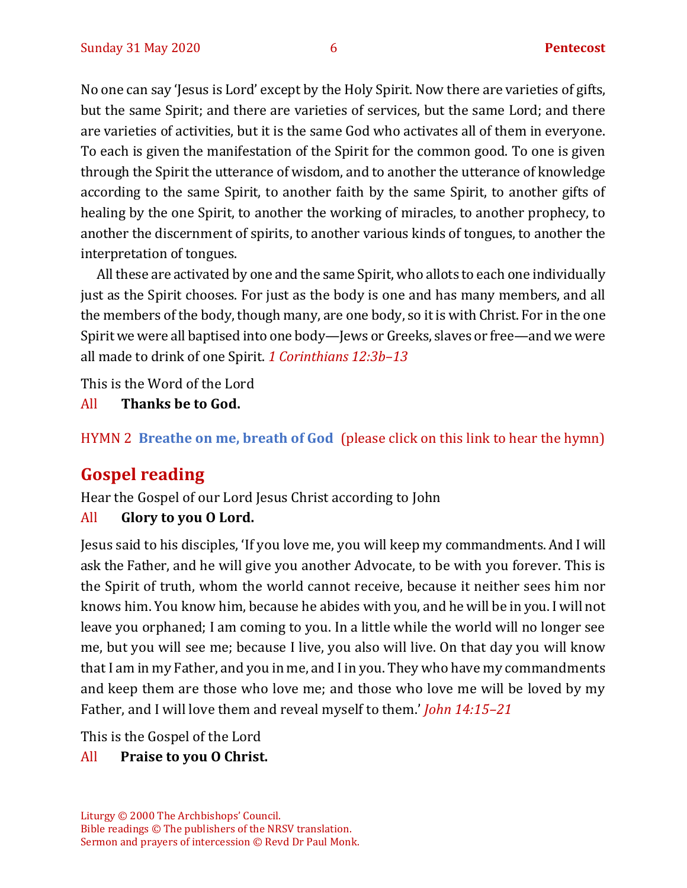No one can say 'Jesus is Lord' except by the Holy Spirit. Now there are varieties of gifts, but the same Spirit; and there are varieties of services, but the same Lord; and there are varieties of activities, but it is the same God who activates all of them in everyone. To each is given the manifestation of the Spirit for the common good. To one is given through the Spirit the utterance of wisdom, and to another the utterance of knowledge according to the same Spirit, to another faith by the same Spirit, to another gifts of healing by the one Spirit, to another the working of miracles, to another prophecy, to another the discernment of spirits, to another various kinds of tongues, to another the interpretation of tongues.

All these are activated by one and the same Spirit, who allots to each one individually just as the Spirit chooses. For just as the body is one and has many members, and all the members of the body, though many, are one body, so it is with Christ. For in the one Spirit we were all baptised into one body—Jews or Greeks, slaves or free—and we were all made to drink of one Spirit. *1 Corinthians 12:3b–13*

This is the Word of the Lord
All **Thanks be to God.**

HYMN 2 **Breathe on me, breath of God** (please click on this link to hear the hymn)

## Gospel reading

Hear the Gospel of our Lord Jesus Christ according to John
All **Glory to you O Lord.**

Jesus said to his disciples, 'If you love me, you will keep my commandments. And I will ask the Father, and he will give you another Advocate, to be with you forever. This is the Spirit of truth, whom the world cannot receive, because it neither sees him nor knows him. You know him, because he abides with you, and he will be in you. I will not leave you orphaned; I am coming to you. In a little while the world will no longer see me, but you will see me; because I live, you also will live. On that day you will know that I am in my Father, and you in me, and I in you. They who have my commandments and keep them are those who love me; and those who love me will be loved by my Father, and I will love them and reveal myself to them.' *John 14:15–21*

This is the Gospel of the Lord
All **Praise to you O Christ.**

Liturgy © 2000 The Archbishops' Council.
Bible readings © The publishers of the NRSV translation.
Sermon and prayers of intercession © Revd Dr Paul Monk.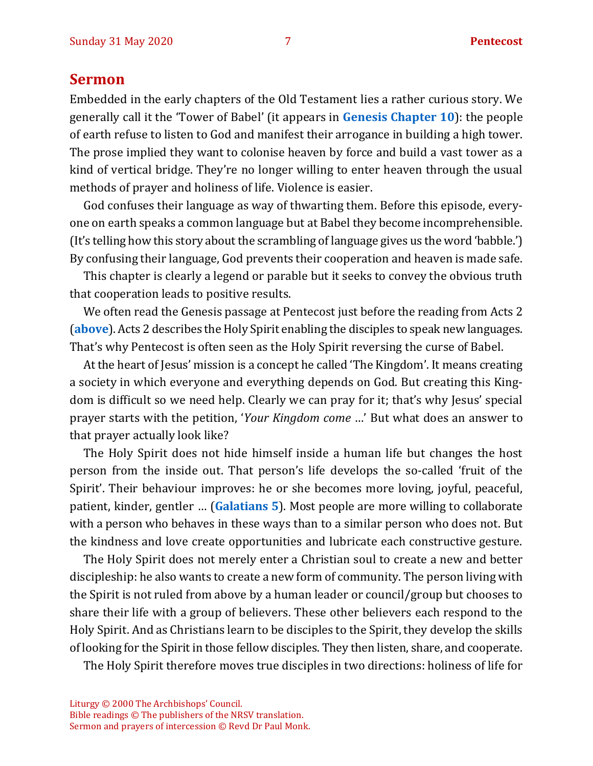## Sermon

Embedded in the early chapters of the Old Testament lies a rather curious story. We generally call it the 'Tower of Babel' (it appears in **Genesis Chapter 10**): the people of earth refuse to listen to God and manifest their arrogance in building a high tower. The prose implied they want to colonise heaven by force and build a vast tower as a kind of vertical bridge. They're no longer willing to enter heaven through the usual methods of prayer and holiness of life. Violence is easier.

God confuses their language as way of thwarting them. Before this episode, everyone on earth speaks a common language but at Babel they become incomprehensible. (It's telling how this story about the scrambling of language gives us the word 'babble.') By confusing their language, God prevents their cooperation and heaven is made safe.

This chapter is clearly a legend or parable but it seeks to convey the obvious truth that cooperation leads to positive results.

We often read the Genesis passage at Pentecost just before the reading from Acts 2 (**above**). Acts 2 describes the Holy Spirit enabling the disciples to speak new languages. That's why Pentecost is often seen as the Holy Spirit reversing the curse of Babel.

At the heart of Jesus' mission is a concept he called 'The Kingdom'. It means creating a society in which everyone and everything depends on God. But creating this Kingdom is difficult so we need help. Clearly we can pray for it; that's why Jesus' special prayer starts with the petition, '*Your Kingdom come* …' But what does an answer to that prayer actually look like?

The Holy Spirit does not hide himself inside a human life but changes the host person from the inside out. That person's life develops the so-called 'fruit of the Spirit'. Their behaviour improves: he or she becomes more loving, joyful, peaceful, patient, kinder, gentler … (**Galatians 5**). Most people are more willing to collaborate with a person who behaves in these ways than to a similar person who does not. But the kindness and love create opportunities and lubricate each constructive gesture.

The Holy Spirit does not merely enter a Christian soul to create a new and better discipleship: he also wants to create a new form of community. The person living with the Spirit is not ruled from above by a human leader or council/group but chooses to share their life with a group of believers. These other believers each respond to the Holy Spirit. And as Christians learn to be disciples to the Spirit, they develop the skills of looking for the Spirit in those fellow disciples. They then listen, share, and cooperate.

The Holy Spirit therefore moves true disciples in two directions: holiness of life for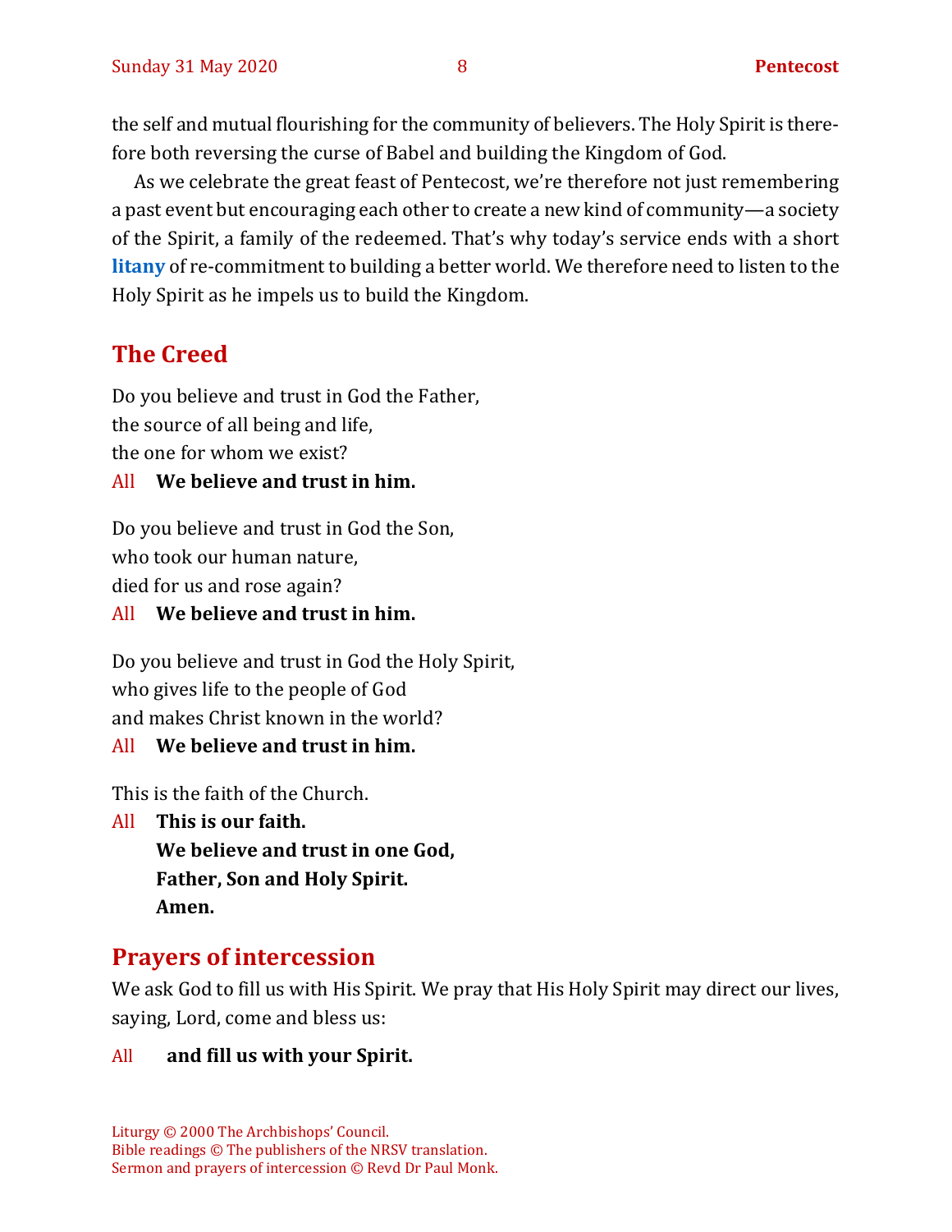the self and mutual flourishing for the community of believers. The Holy Spirit is therefore both reversing the curse of Babel and building the Kingdom of God.

As we celebrate the great feast of Pentecost, we're therefore not just remembering a past event but encouraging each other to create a new kind of community—a society of the Spirit, a family of the redeemed. That's why today's service ends with a short **litany** of re-commitment to building a better world. We therefore need to listen to the Holy Spirit as he impels us to build the Kingdom.

## The Creed

Do you believe and trust in God the Father,
the source of all being and life,
the one for whom we exist?

All **We believe and trust in him.**

Do you believe and trust in God the Son,
who took our human nature,
died for us and rose again?

All **We believe and trust in him.**

Do you believe and trust in God the Holy Spirit,
who gives life to the people of God
and makes Christ known in the world?

All **We believe and trust in him.**

This is the faith of the Church.

All **This is our faith.**
**We believe and trust in one God,**
**Father, Son and Holy Spirit.**
**Amen.**

## Prayers of intercession

We ask God to fill us with His Spirit. We pray that His Holy Spirit may direct our lives, saying, Lord, come and bless us:

All **and fill us with your Spirit.**

Liturgy © 2000 The Archbishops' Council.
Bible readings © The publishers of the NRSV translation.
Sermon and prayers of intercession © Revd Dr Paul Monk.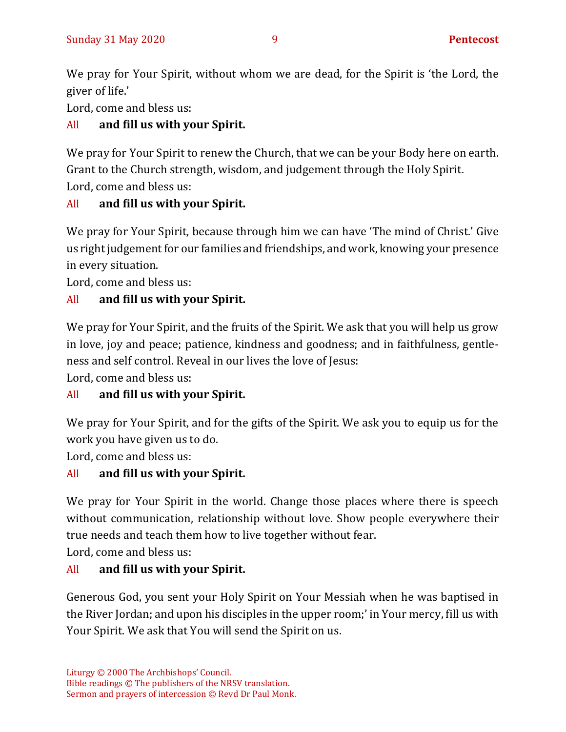We pray for Your Spirit, without whom we are dead, for the Spirit is 'the Lord, the giver of life.'

Lord, come and bless us:

All **and fill us with your Spirit.**

We pray for Your Spirit to renew the Church, that we can be your Body here on earth. Grant to the Church strength, wisdom, and judgement through the Holy Spirit.

Lord, come and bless us:

All **and fill us with your Spirit.**

We pray for Your Spirit, because through him we can have 'The mind of Christ.' Give us right judgement for our families and friendships, and work, knowing your presence in every situation.

Lord, come and bless us:

All **and fill us with your Spirit.**

We pray for Your Spirit, and the fruits of the Spirit. We ask that you will help us grow in love, joy and peace; patience, kindness and goodness; and in faithfulness, gentleness and self control. Reveal in our lives the love of Jesus:

Lord, come and bless us:

All **and fill us with your Spirit.**

We pray for Your Spirit, and for the gifts of the Spirit. We ask you to equip us for the work you have given us to do.

Lord, come and bless us:

All **and fill us with your Spirit.**

We pray for Your Spirit in the world. Change those places where there is speech without communication, relationship without love. Show people everywhere their true needs and teach them how to live together without fear.

Lord, come and bless us:

All **and fill us with your Spirit.**

Generous God, you sent your Holy Spirit on Your Messiah when he was baptised in the River Jordan; and upon his disciples in the upper room;' in Your mercy, fill us with Your Spirit. We ask that You will send the Spirit on us.

Liturgy © 2000 The Archbishops' Council.
Bible readings © The publishers of the NRSV translation.
Sermon and prayers of intercession © Revd Dr Paul Monk.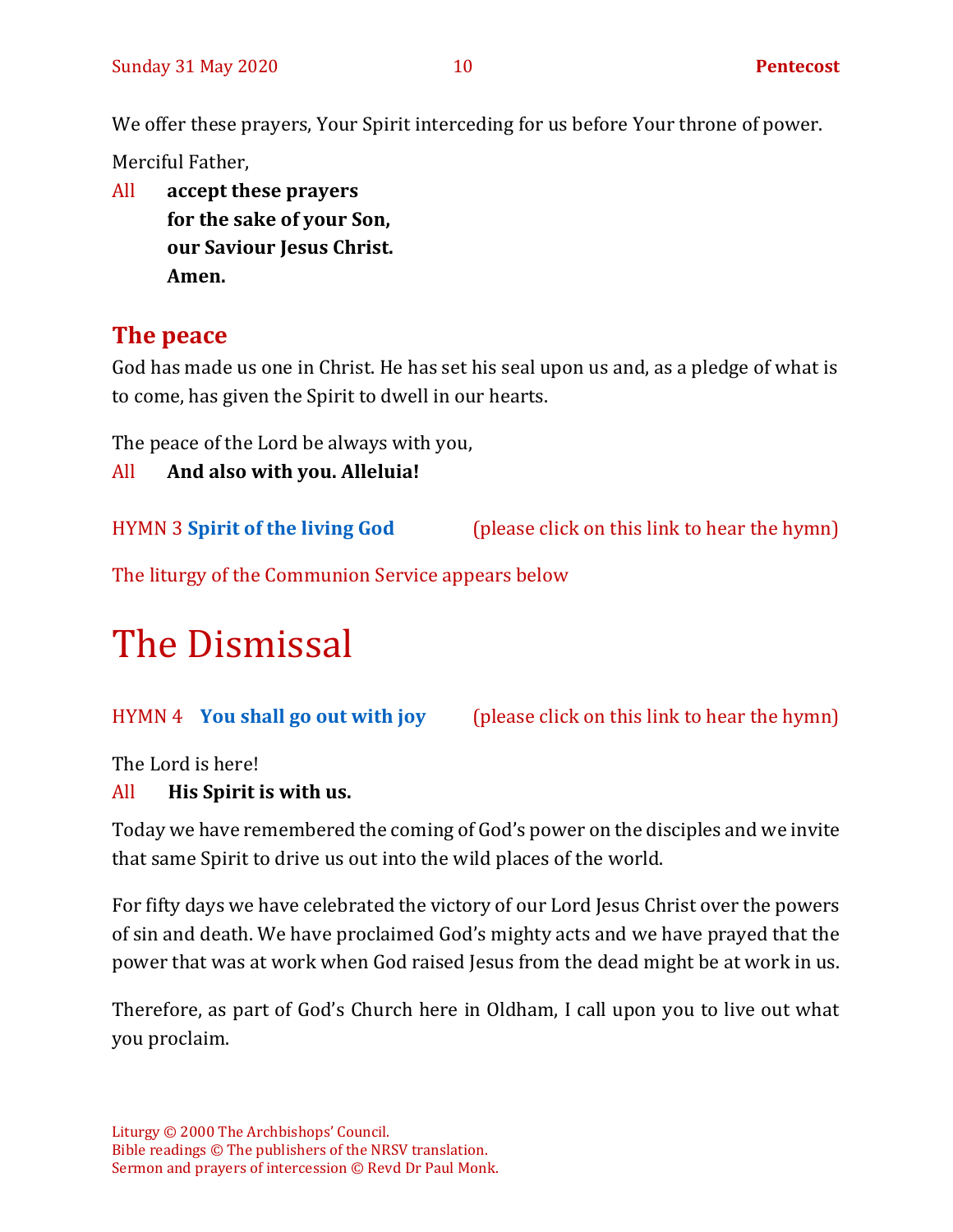We offer these prayers, Your Spirit interceding for us before Your throne of power.

Merciful Father,

All **accept these prayers**
**for the sake of your Son,**
**our Saviour Jesus Christ.**
**Amen.**

## The peace

God has made us one in Christ. He has set his seal upon us and, as a pledge of what is to come, has given the Spirit to dwell in our hearts.

The peace of the Lord be always with you,

All **And also with you. Alleluia!**

HYMN 3 **Spirit of the living God** (please click on this link to hear the hymn)

The liturgy of the Communion Service appears below

# The Dismissal

HYMN 4 **You shall go out with joy** (please click on this link to hear the hymn)

The Lord is here!

All **His Spirit is with us.**

Today we have remembered the coming of God's power on the disciples and we invite that same Spirit to drive us out into the wild places of the world.

For fifty days we have celebrated the victory of our Lord Jesus Christ over the powers of sin and death. We have proclaimed God's mighty acts and we have prayed that the power that was at work when God raised Jesus from the dead might be at work in us.

Therefore, as part of God's Church here in Oldham, I call upon you to live out what you proclaim.

Liturgy © 2000 The Archbishops' Council.
Bible readings © The publishers of the NRSV translation.
Sermon and prayers of intercession © Revd Dr Paul Monk.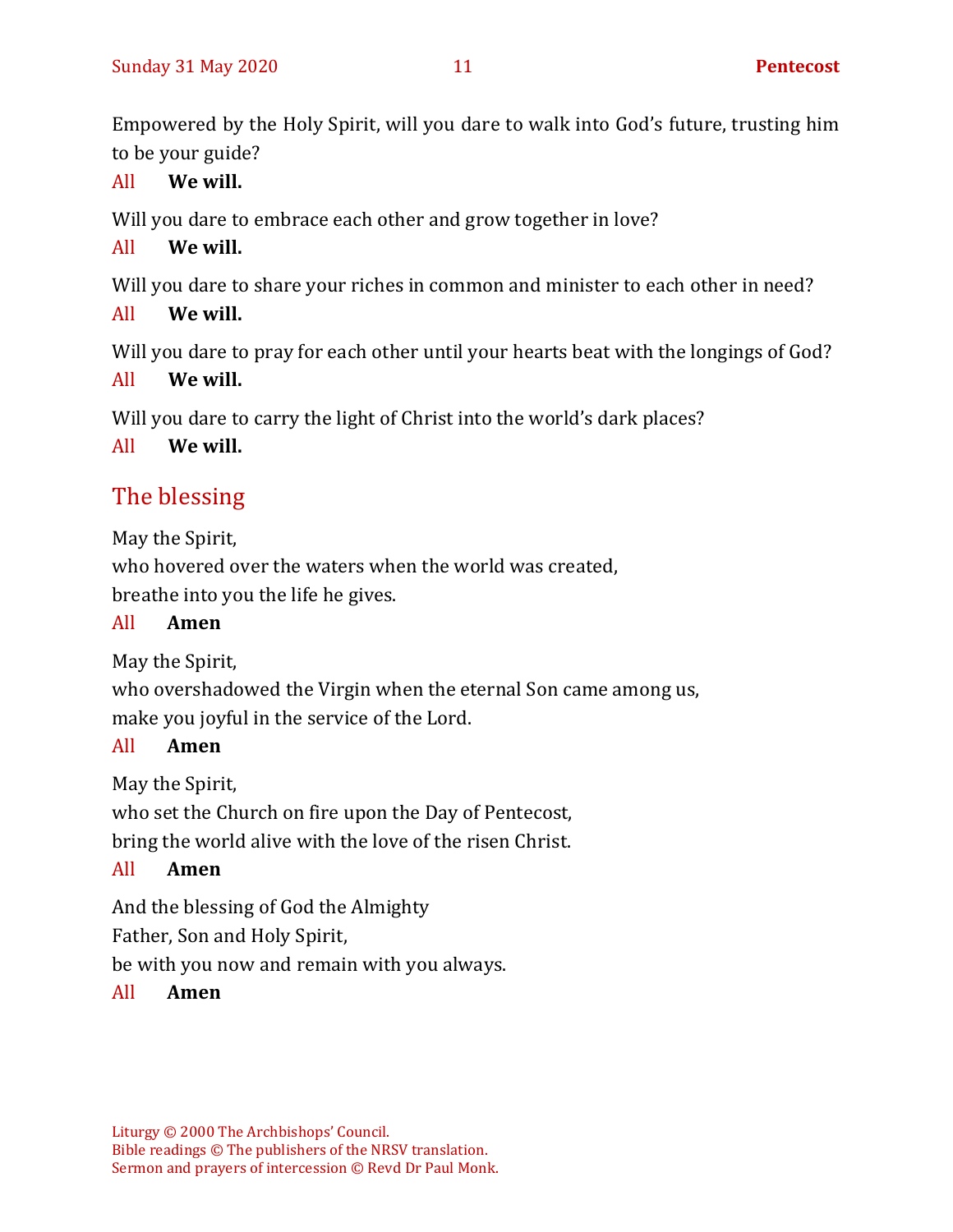Empowered by the Holy Spirit, will you dare to walk into God's future, trusting him to be your guide?

All **We will.**

Will you dare to embrace each other and grow together in love?

All **We will.**

Will you dare to share your riches in common and minister to each other in need?

All **We will.**

Will you dare to pray for each other until your hearts beat with the longings of God?

All **We will.**

Will you dare to carry the light of Christ into the world's dark places?

All **We will.**

## The blessing

May the Spirit,
who hovered over the waters when the world was created,
breathe into you the life he gives.

All **Amen**

May the Spirit,
who overshadowed the Virgin when the eternal Son came among us,
make you joyful in the service of the Lord.

All **Amen**

May the Spirit,
who set the Church on fire upon the Day of Pentecost,
bring the world alive with the love of the risen Christ.

All **Amen**

And the blessing of God the Almighty
Father, Son and Holy Spirit,
be with you now and remain with you always.

All **Amen**

Liturgy © 2000 The Archbishops' Council.
Bible readings © The publishers of the NRSV translation.
Sermon and prayers of intercession © Revd Dr Paul Monk.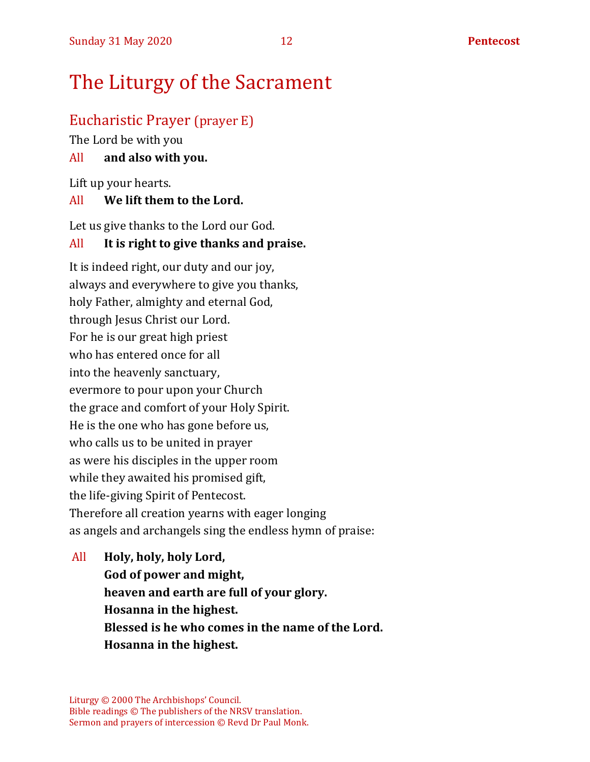# The Liturgy of the Sacrament

## Eucharistic Prayer (prayer E)

The Lord be with you

All **and also with you.**

Lift up your hearts.

All **We lift them to the Lord.**

Let us give thanks to the Lord our God.

All **It is right to give thanks and praise.**

It is indeed right, our duty and our joy,
always and everywhere to give you thanks,
holy Father, almighty and eternal God,
through Jesus Christ our Lord.
For he is our great high priest
who has entered once for all
into the heavenly sanctuary,
evermore to pour upon your Church
the grace and comfort of your Holy Spirit.
He is the one who has gone before us,
who calls us to be united in prayer
as were his disciples in the upper room
while they awaited his promised gift,
the life-giving Spirit of Pentecost.
Therefore all creation yearns with eager longing
as angels and archangels sing the endless hymn of praise:

All **Holy, holy, holy Lord,**
**God of power and might,**
**heaven and earth are full of your glory.**
**Hosanna in the highest.**
**Blessed is he who comes in the name of the Lord.**
**Hosanna in the highest.**

Liturgy © 2000 The Archbishops' Council.
Bible readings © The publishers of the NRSV translation.
Sermon and prayers of intercession © Revd Dr Paul Monk.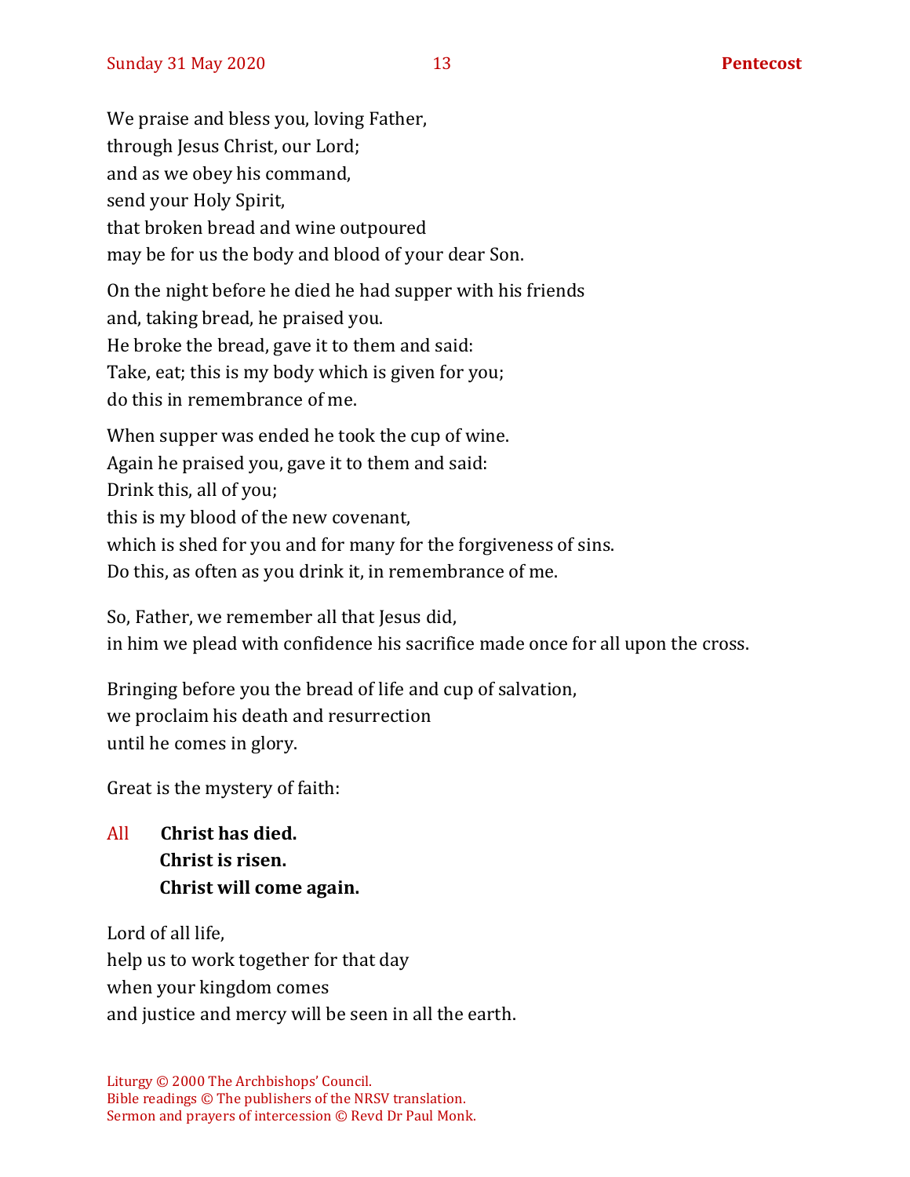We praise and bless you, loving Father,  
through Jesus Christ, our Lord;  
and as we obey his command,  
send your Holy Spirit,  
that broken bread and wine outpoured  
may be for us the body and blood of your dear Son.

On the night before he died he had supper with his friends  
and, taking bread, he praised you.  
He broke the bread, gave it to them and said:  
Take, eat; this is my body which is given for you;  
do this in remembrance of me.

When supper was ended he took the cup of wine.  
Again he praised you, gave it to them and said:  
Drink this, all of you;  
this is my blood of the new covenant,  
which is shed for you and for many for the forgiveness of sins.  
Do this, as often as you drink it, in remembrance of me.

So, Father, we remember all that Jesus did,  
in him we plead with confidence his sacrifice made once for all upon the cross.

Bringing before you the bread of life and cup of salvation,  
we proclaim his death and resurrection  
until he comes in glory.

Great is the mystery of faith:

All **Christ has died.**  
**Christ is risen.**  
**Christ will come again.**

Lord of all life,  
help us to work together for that day  
when your kingdom comes  
and justice and mercy will be seen in all the earth.

Liturgy © 2000 The Archbishops' Council.  
Bible readings © The publishers of the NRSV translation.  
Sermon and prayers of intercession © Revd Dr Paul Monk.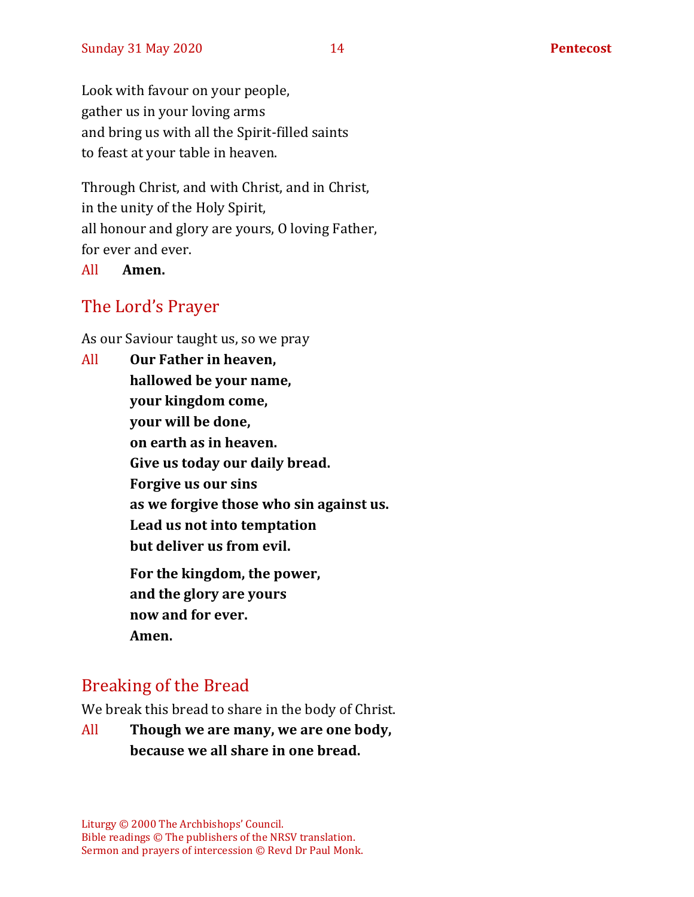Look with favour on your people,
gather us in your loving arms
and bring us with all the Spirit-filled saints
to feast at your table in heaven.

Through Christ, and with Christ, and in Christ,
in the unity of the Holy Spirit,
all honour and glory are yours, O loving Father,
for ever and ever.

All **Amen.**

## The Lord's Prayer

As our Saviour taught us, so we pray

All **Our Father in heaven,**
**hallowed be your name,**
**your kingdom come,**
**your will be done,**
**on earth as in heaven.**
**Give us today our daily bread.**
**Forgive us our sins**
**as we forgive those who sin against us.**
**Lead us not into temptation**
**but deliver us from evil.**

**For the kingdom, the power,**
**and the glory are yours**
**now and for ever.**
**Amen.**

## Breaking of the Bread

We break this bread to share in the body of Christ.

All **Though we are many, we are one body,**
**because we all share in one bread.**

Liturgy © 2000 The Archbishops' Council.
Bible readings © The publishers of the NRSV translation.
Sermon and prayers of intercession © Revd Dr Paul Monk.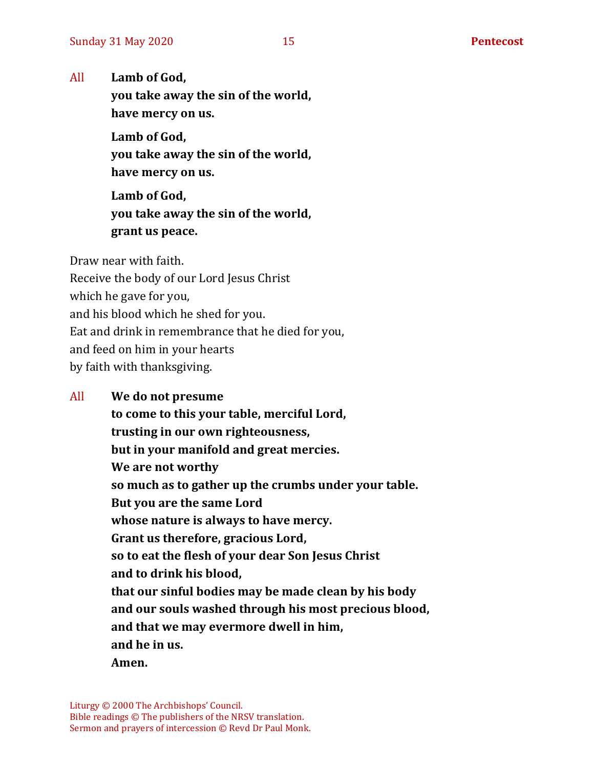All **Lamb of God,**
**you take away the sin of the world,**
**have mercy on us.**

**Lamb of God,**
**you take away the sin of the world,**
**have mercy on us.**

**Lamb of God,**
**you take away the sin of the world,**
**grant us peace.**

Draw near with faith.
Receive the body of our Lord Jesus Christ
which he gave for you,
and his blood which he shed for you.
Eat and drink in remembrance that he died for you,
and feed on him in your hearts
by faith with thanksgiving.

All **We do not presume**
**to come to this your table, merciful Lord,**
**trusting in our own righteousness,**
**but in your manifold and great mercies.**
**We are not worthy**
**so much as to gather up the crumbs under your table.**
**But you are the same Lord**
**whose nature is always to have mercy.**
**Grant us therefore, gracious Lord,**
**so to eat the flesh of your dear Son Jesus Christ**
**and to drink his blood,**
**that our sinful bodies may be made clean by his body**
**and our souls washed through his most precious blood,**
**and that we may evermore dwell in him,**
**and he in us.**
**Amen.**

Liturgy © 2000 The Archbishops' Council.
Bible readings © The publishers of the NRSV translation.
Sermon and prayers of intercession © Revd Dr Paul Monk.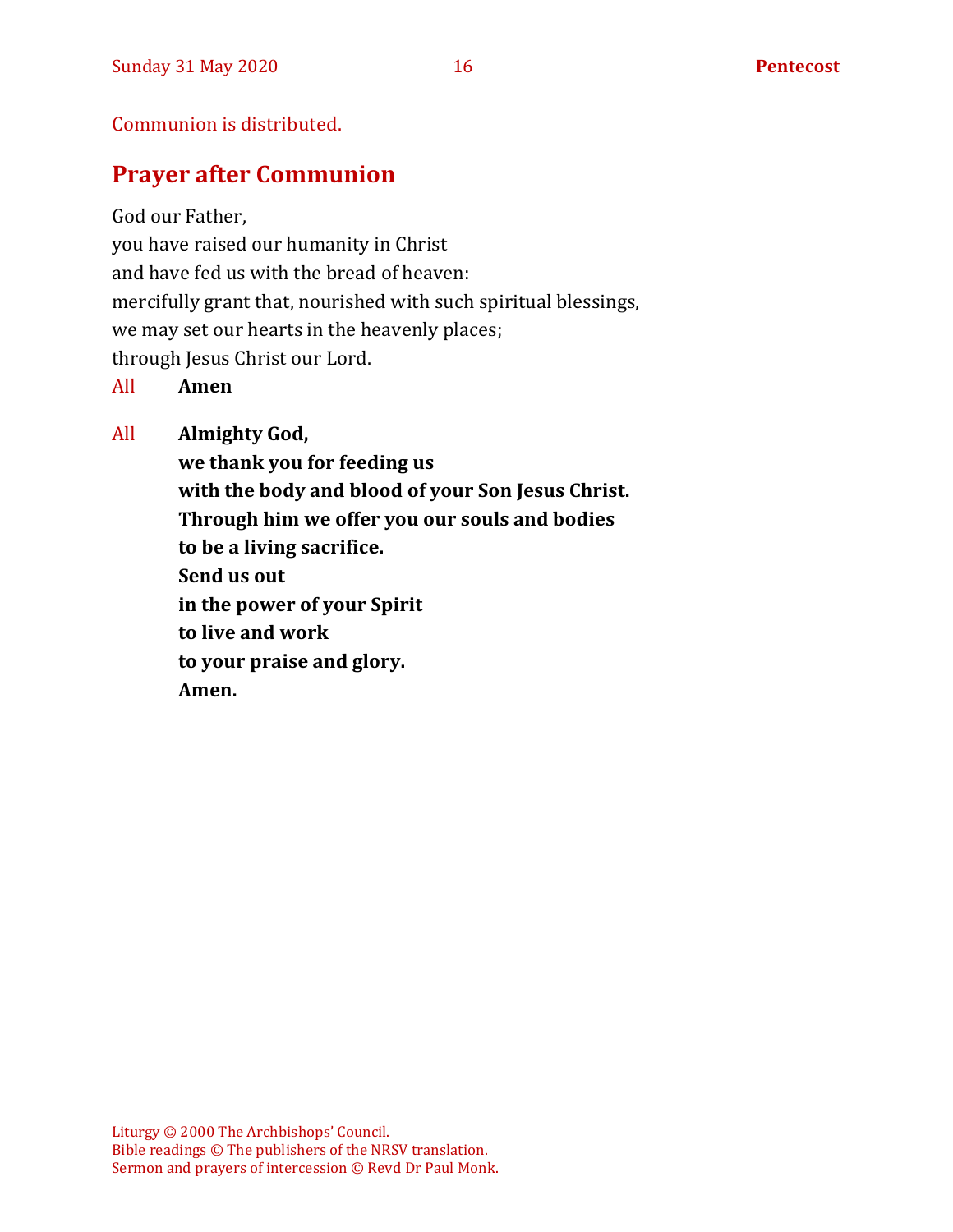Communion is distributed.

## Prayer after Communion

God our Father,
you have raised our humanity in Christ
and have fed us with the bread of heaven:
mercifully grant that, nourished with such spiritual blessings,
we may set our hearts in the heavenly places;
through Jesus Christ our Lord.

All **Amen**

All **Almighty God,**
**we thank you for feeding us**
**with the body and blood of your Son Jesus Christ.**
**Through him we offer you our souls and bodies**
**to be a living sacrifice.**
**Send us out**
**in the power of your Spirit**
**to live and work**
**to your praise and glory.**
**Amen.**

Liturgy © 2000 The Archbishops' Council.
Bible readings © The publishers of the NRSV translation.
Sermon and prayers of intercession © Revd Dr Paul Monk.